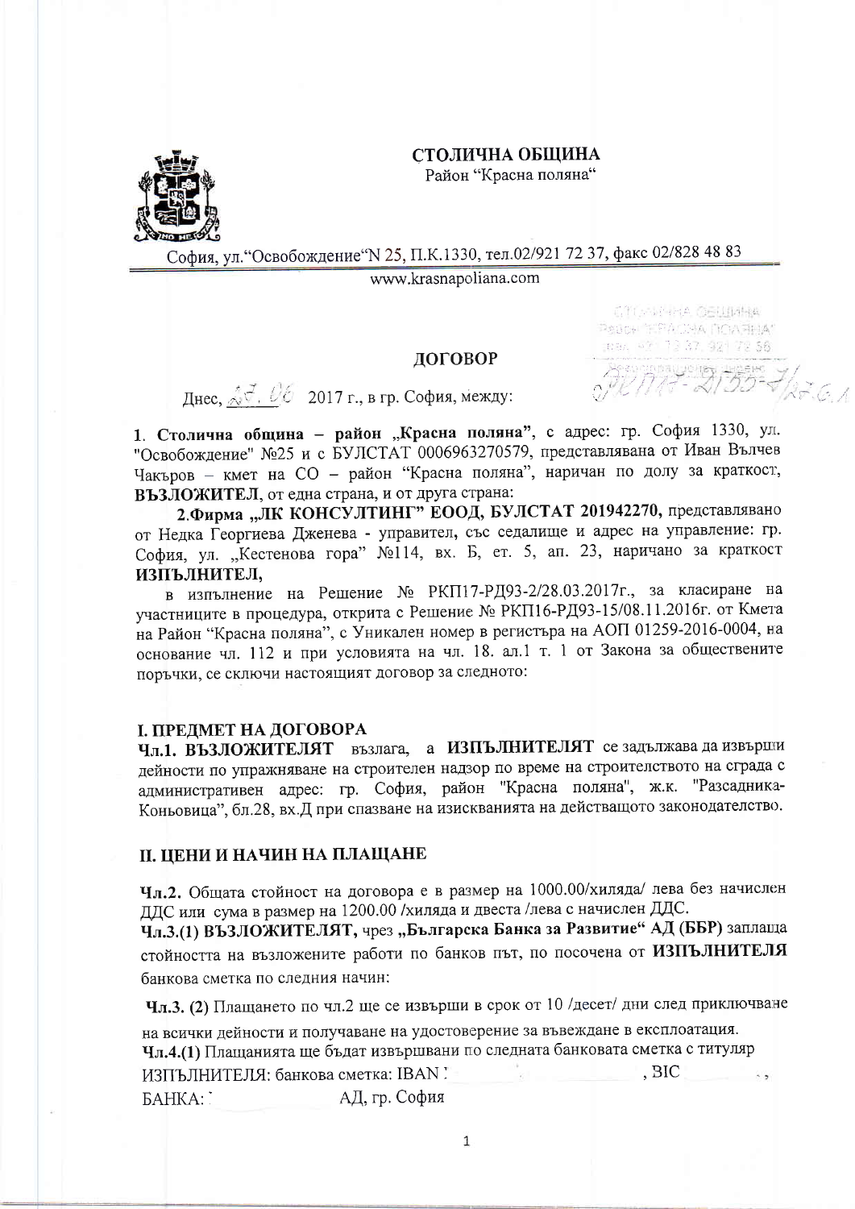**СТОЛИЧНА ОБЩИНА**
Район "Красна поляна"

София, ул."Освобождение"N 25, П.К.1330, тел.02/921 72 37, факс 02/828 48 83
www.krasnapoliana.com

## ДОГОВОР

Днес, 27.06 2017 г., в гр. София, между:

1. **Столична община – район „Красна поляна"**, с адрес: гр. София 1330, ул. "Освобождение" №25 и с БУЛСТАТ 0006963270579, представлявана от Иван Вълчев Чакъров – кмет на СО – район "Красна поляна", наричан по долу за краткост, **ВЪЗЛОЖИТЕЛ**, от една страна, и от друга страна:

2. **Фирма „ЛК КОНСУЛТИНГ" ЕООД, БУЛСТАТ 201942270**, представлявано от Недка Георгиева Дженева - управител, със седалище и адрес на управление: гр. София, ул. „Кестенова гора" №114, вх. Б, ет. 5, ап. 23, наричано за краткост **ИЗПЪЛНИТЕЛ**,

в изпълнение на Решение № РКП17-РД93-2/28.03.2017г., за класиране на участниците в процедура, открита с Решение № РКП16-РД93-15/08.11.2016г. от Кмета на Район "Красна поляна", с Уникален номер в регистъра на АОП 01259-2016-0004, на основание чл. 112 и при условията на чл. 18. ал.1 т. 1 от Закона за обществените поръчки, се сключи настоящият договор за следното:

## I. ПРЕДМЕТ НА ДОГОВОРА

**Чл.1. ВЪЗЛОЖИТЕЛЯТ** възлага, а **ИЗПЪЛНИТЕЛЯТ** се задължава да извърши дейности по упражняване на строителен надзор по време на строителството на сграда с административен адрес: гр. София, район "Красна поляна", ж.к. "Разсадника-Коньовица", бл.28, вх.Д при спазване на изискванията на действащото законодателство.

## II. ЦЕНИ И НАЧИН НА ПЛАЩАНЕ

**Чл.2.** Общата стойност на договора е в размер на 1000.00/хиляда/ лева без начислен ДДС или сума в размер на 1200.00 /хиляда и двеста /лева с начислен ДДС.

**Чл.3.(1) ВЪЗЛОЖИТЕЛЯТ,** чрез „Българска Банка за Развитие" АД (ББР) заплаща стойността на възложените работи по банков път, по посочена от **ИЗПЪЛНИТЕЛЯ** банкова сметка по следния начин:

**Чл.3. (2)** Плащането по чл.2 ще се извърши в срок от 10 /десет/ дни след приключване на всички дейности и получаване на удостоверение за въвеждане в експлоатация.

**Чл.4.(1)** Плащанията ще бъдат извършвани по следната банковата сметка с титуляр ИЗПЪЛНИТЕЛЯ: банкова сметка: IBAN , BIC ,
БАНКА: АД, гр. София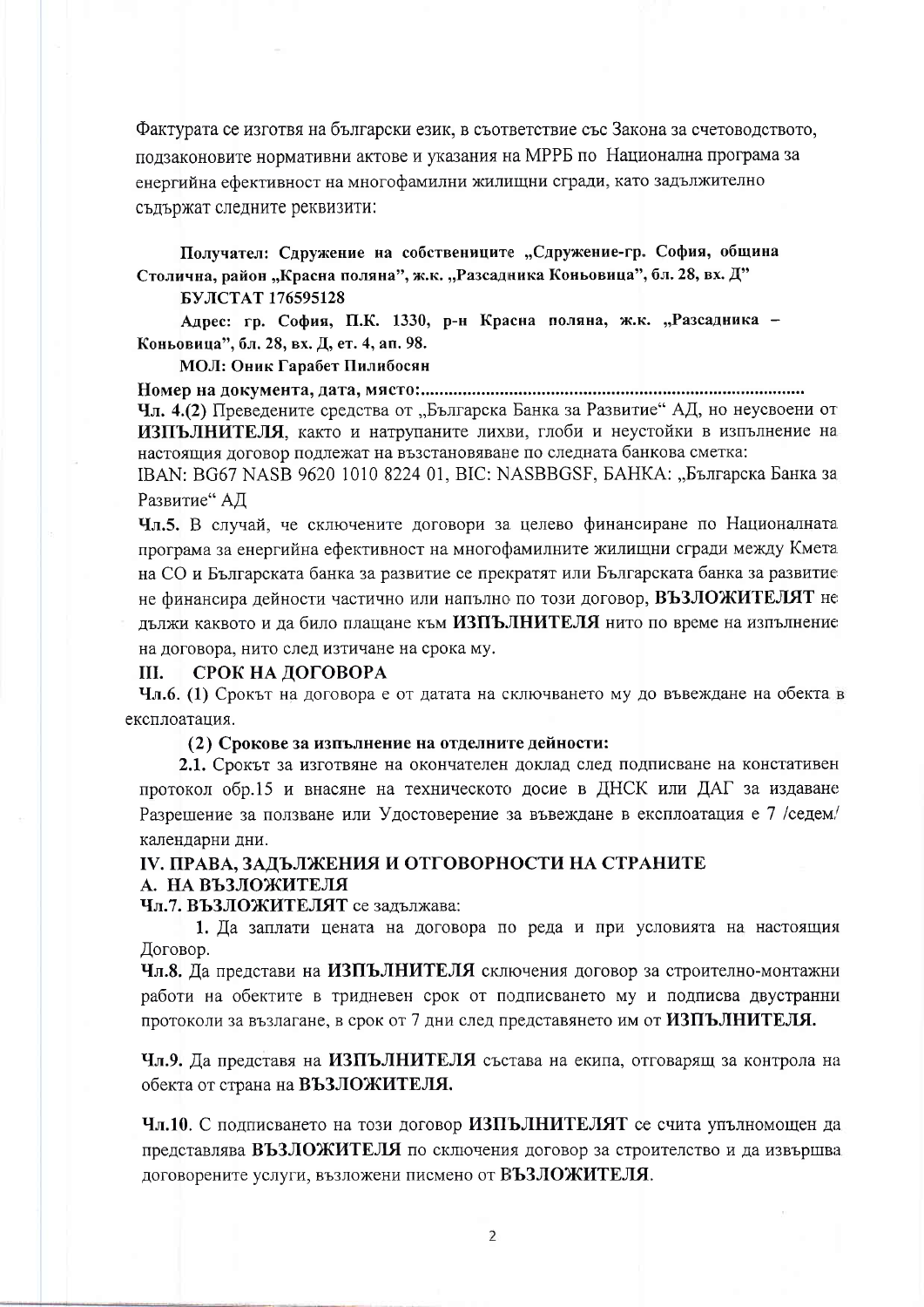Фактурата се изготвя на български език, в съответствие със Закона за счетоводството, подзаконовите нормативни актове и указания на МРРБ по Национална програма за енергийна ефективност на многофамилни жилищни сгради, като задължително съдържат следните реквизити:

**Получател: Сдружение на собствениците „Сдружение-гр. София, община Столична, район „Красна поляна", ж.к. „Разсадника Коньовица", бл. 28, вх. Д"**

**БУЛСТАТ 176595128**

**Адрес: гр. София, П.К. 1330, р-н Красна поляна, ж.к. „Разсадника – Коньовица", бл. 28, вх. Д, ет. 4, ап. 98.**

**МОЛ: Оник Гарабет Пилибосян**

**Номер на документа, дата, място:.................................................................................**

**Чл. 4.(2)** Преведените средства от „Българска Банка за Развитие" АД, но неусвоени от **ИЗПЪЛНИТЕЛЯ**, както и натрупаните лихви, глоби и неустойки в изпълнение на настоящия договор подлежат на възстановяване по следната банкова сметка:

IBAN: BG67 NASB 9620 1010 8224 01, BIC: NASBBGSF, БАНКА: „Българска Банка за Развитие" АД

**Чл.5.** В случай, че сключените договори за целево финансиране по Националната програма за енергийна ефективност на многофамилните жилищни сгради между Кмета на СО и Българската банка за развитие се прекратят или Българската банка за развитие не финансира дейности частично или напълно по този договор, **ВЪЗЛОЖИТЕЛЯТ** не дължи каквото и да било плащане към **ИЗПЪЛНИТЕЛЯ** нито по време на изпълнение на договора, нито след изтичане на срока му.

## III. СРОК НА ДОГОВОРА

**Чл.6. (1)** Срокът на договора е от датата на сключването му до въвеждане на обекта в експлоатация.

**(2) Срокове за изпълнение на отделните дейности:**

**2.1.** Срокът за изготвяне на окончателен доклад след подписване на констативен протокол обр.15 и внасяне на техническото досие в ДНСК или ДАГ за издаване Разрешение за ползване или Удостоверение за въвеждане в експлоатация е 7 /седем/ календарни дни.

## IV. ПРАВА, ЗАДЪЛЖЕНИЯ И ОТГОВОРНОСТИ НА СТРАНИТЕ

### А. НА ВЪЗЛОЖИТЕЛЯ

**Чл.7. ВЪЗЛОЖИТЕЛЯТ** се задължава:

**1.** Да заплати цената на договора по реда и при условията на настоящия Договор.

**Чл.8.** Да представи на **ИЗПЪЛНИТЕЛЯ** сключения договор за строително-монтажни работи на обектите в тридневен срок от подписването му и подписва двустранни протоколи за възлагане, в срок от 7 дни след представянето им от **ИЗПЪЛНИТЕЛЯ.**

**Чл.9.** Да представя на **ИЗПЪЛНИТЕЛЯ** състава на екипа, отговарящ за контрола на обекта от страна на **ВЪЗЛОЖИТЕЛЯ.**

**Чл.10.** С подписването на този договор **ИЗПЪЛНИТЕЛЯТ** се счита упълномощен да представлява **ВЪЗЛОЖИТЕЛЯ** по сключения договор за строителство и да извършва договорените услуги, възложени писмено от **ВЪЗЛОЖИТЕЛЯ**.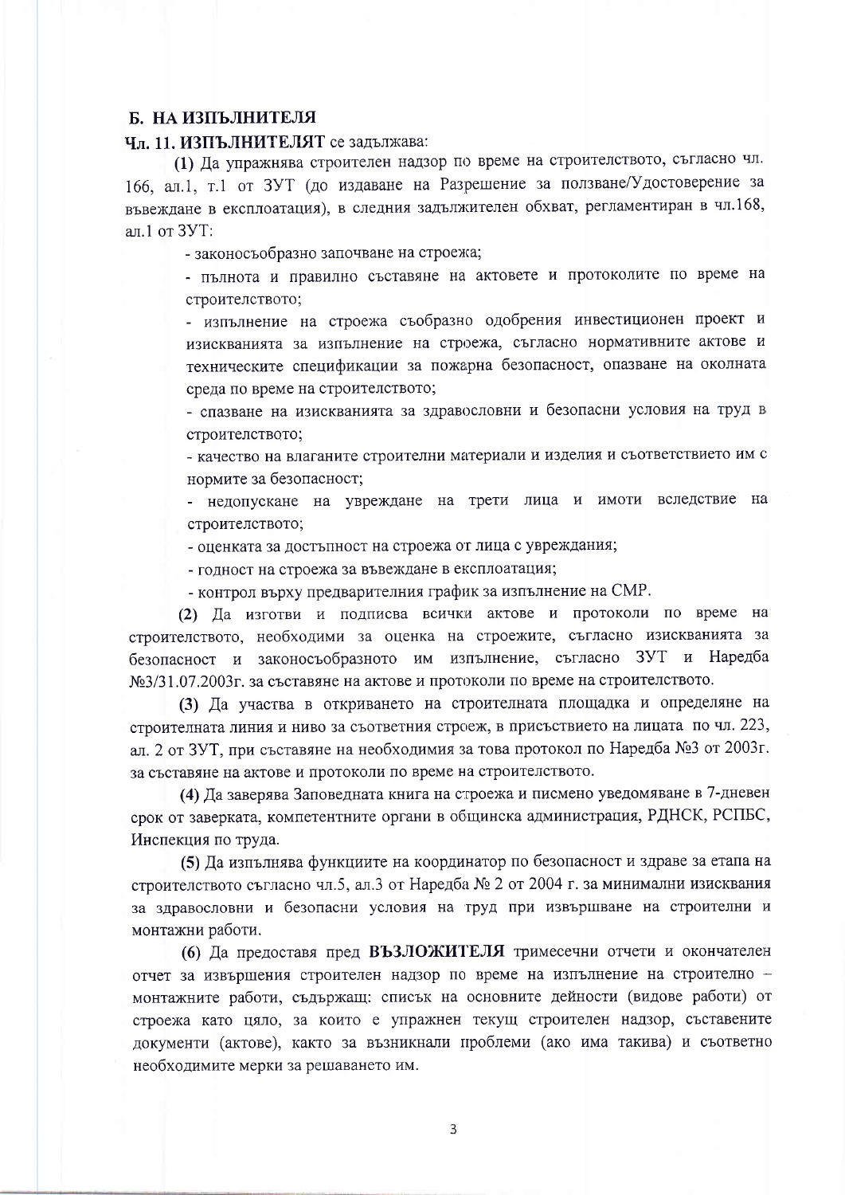## Б. НА ИЗПЪЛНИТЕЛЯ

**Чл. 11. ИЗПЪЛНИТЕЛЯТ** се задължава:

**(1)** Да упражнява строителен надзор по време на строителството, съгласно чл. 166, ал.1, т.1 от ЗУТ (до издаване на Разрешение за ползване/Удостоверение за въвеждане в експлоатация), в следния задължителен обхват, регламентиран в чл.168, ал.1 от ЗУТ:

- законосъобразно започване на строежа;
- пълнота и правилно съставяне на актовете и протоколите по време на строителството;
- изпълнение на строежа съобразно одобрения инвестиционен проект и изискванията за изпълнение на строежа, съгласно нормативните актове и техническите спецификации за пожарна безопасност, опазване на околната среда по време на строителството;
- спазване на изискванията за здравословни и безопасни условия на труд в строителството;
- качество на влаганите строителни материали и изделия и съответствието им с нормите за безопасност;
- недопускане на увреждане на трети лица и имоти вследствие на строителството;
- оценката за достъпност на строежа от лица с увреждания;
- годност на строежа за въвеждане в експлоатация;
- контрол върху предварителния график за изпълнение на СМР.

**(2)** Да изготви и подписва всички актове и протоколи по време на строителството, необходими за оценка на строежите, съгласно изискванията за безопасност и законосъобразното им изпълнение, съгласно ЗУТ и Наредба №3/31.07.2003г. за съставяне на актове и протоколи по време на строителството.

**(3)** Да участва в откриването на строителната площадка и определяне на строителната линия и ниво за съответния строеж, в присъствието на лицата по чл. 223, ал. 2 от ЗУТ, при съставяне на необходимия за това протокол по Наредба №3 от 2003г. за съставяне на актове и протоколи по време на строителството.

**(4)** Да заверява Заповедната книга на строежа и писмено уведомяване в 7-дневен срок от заверката, компетентните органи в общинска администрация, РДНСК, РСПБС, Инспекция по труда.

**(5)** Да изпълнява функциите на координатор по безопасност и здраве за етапа на строителството съгласно чл.5, ал.3 от Наредба № 2 от 2004 г. за минимални изисквания за здравословни и безопасни условия на труд при извършване на строителни и монтажни работи.

**(6)** Да предоставя пред **ВЪЗЛОЖИТЕЛЯ** тримесечни отчети и окончателен отчет за извършения строителен надзор по време на изпълнение на строително – монтажните работи, съдържащ: списък на основните дейности (видове работи) от строежа като цяло, за които е упражнен текущ строителен надзор, съставените документи (актове), както за възникнали проблеми (ако има такива) и съответно необходимите мерки за решаването им.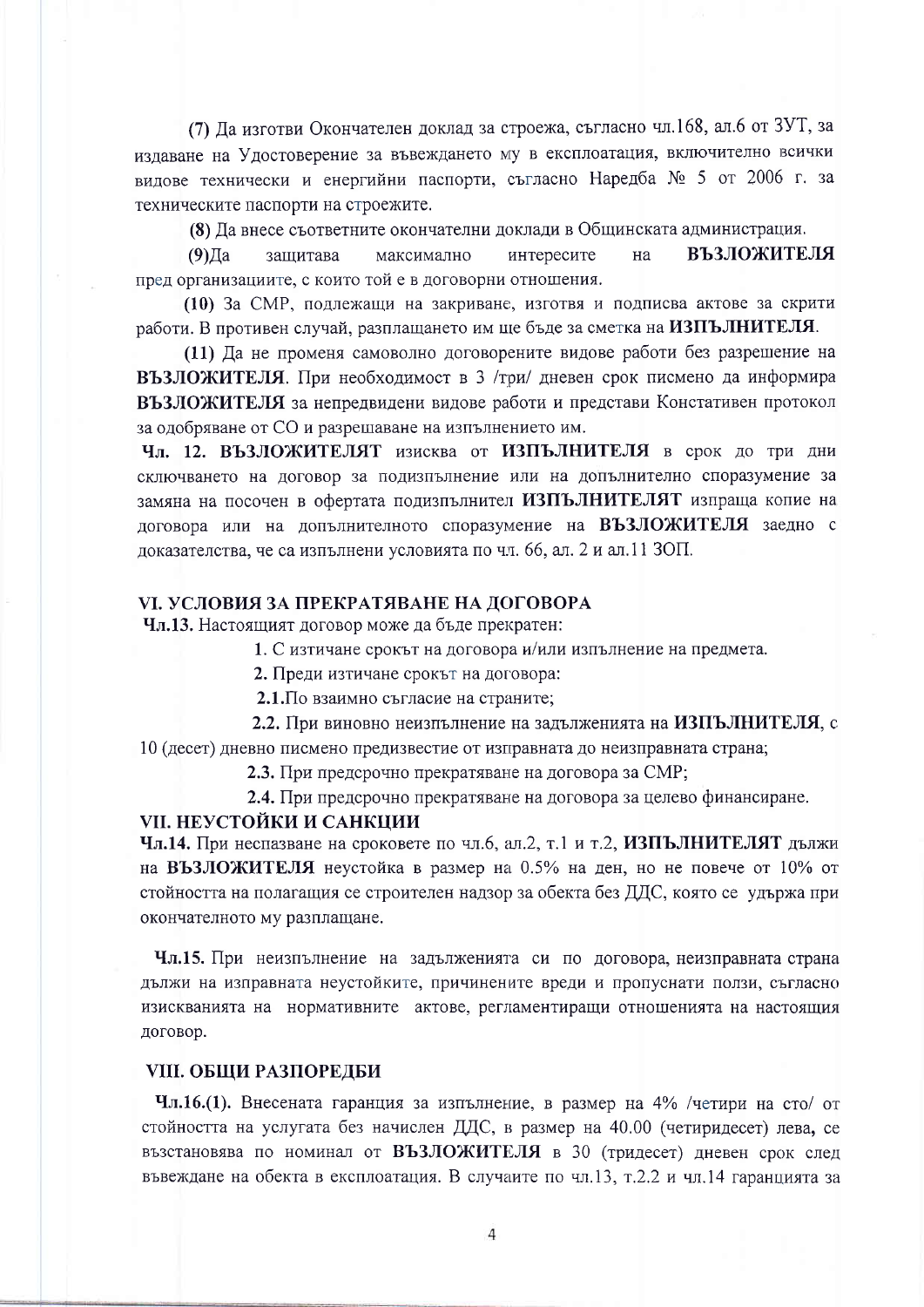**(7)** Да изготви Окончателен доклад за строежа, съгласно чл.168, ал.6 от ЗУТ, за издаване на Удостоверение за въвеждането му в експлоатация, включително всички видове технически и енергийни паспорти, съгласно Наредба № 5 от 2006 г. за техническите паспорти на строежите.

**(8)** Да внесе съответните окончателни доклади в Общинската администрация.

**(9)**Да защитава максимално интересите на **ВЪЗЛОЖИТЕЛЯ** пред организациите, с които той е в договорни отношения.

**(10)** За СМР, подлежащи на закриване, изготвя и подписва актове за скрити работи. В противен случай, разплащането им ще бъде за сметка на **ИЗПЪЛНИТЕЛЯ**.

**(11)** Да не променя самоволно договорените видове работи без разрешение на **ВЪЗЛОЖИТЕЛЯ**. При необходимост в 3 /три/ дневен срок писмено да информира **ВЪЗЛОЖИТЕЛЯ** за непредвидени видове работи и представи Констативен протокол за одобряване от СО и разрешаване на изпълнението им.

**Чл. 12. ВЪЗЛОЖИТЕЛЯТ** изисква от **ИЗПЪЛНИТЕЛЯ** в срок до три дни сключването на договор за подизпълнение или на допълнително споразумение за замяна на посочен в офертата подизпълнител **ИЗПЪЛНИТЕЛЯТ** изпраща копие на договора или на допълнителното споразумение на **ВЪЗЛОЖИТЕЛЯ** заедно с доказателства, че са изпълнени условията по чл. 66, ал. 2 и ал.11 ЗОП.

## VI. УСЛОВИЯ ЗА ПРЕКРАТЯВАНЕ НА ДОГОВОРА

**Чл.13.** Настоящият договор може да бъде прекратен:

**1.** С изтичане срокът на договора и/или изпълнение на предмета.

**2.** Преди изтичане срокът на договора:

**2.1.**По взаимно съгласие на страните;

**2.2.** При виновно неизпълнение на задълженията на **ИЗПЪЛНИТЕЛЯ**, с 10 (десет) дневно писмено предизвестие от изправната до неизправната страна;

**2.3.** При предсрочно прекратяване на договора за СМР;

**2.4.** При предсрочно прекратяване на договора за целево финансиране.

## VII. НЕУСТОЙКИ И САНКЦИИ

**Чл.14.** При неспазване на сроковете по чл.6, ал.2, т.1 и т.2, **ИЗПЪЛНИТЕЛЯТ** дължи на **ВЪЗЛОЖИТЕЛЯ** неустойка в размер на 0.5% на ден, но не повече от 10% от стойността на полагащия се строителен надзор за обекта без ДДС, която се удържа при окончателното му разплащане.

**Чл.15.** При неизпълнение на задълженията си по договора, неизправната страна дължи на изправната неустойките, причинените вреди и пропуснати ползи, съгласно изискванията на нормативните актове, регламентиращи отношенията на настоящия договор.

## VIII. ОБЩИ РАЗПОРЕДБИ

**Чл.16.(1).** Внесената гаранция за изпълнение, в размер на 4% /четири на сто/ от стойността на услугата без начислен ДДС, в размер на 40.00 (четиридесет) лева, се възстановява по номинал от **ВЪЗЛОЖИТЕЛЯ** в 30 (тридесет) дневен срок след въвеждане на обекта в експлоатация. В случаите по чл.13, т.2.2 и чл.14 гаранцията за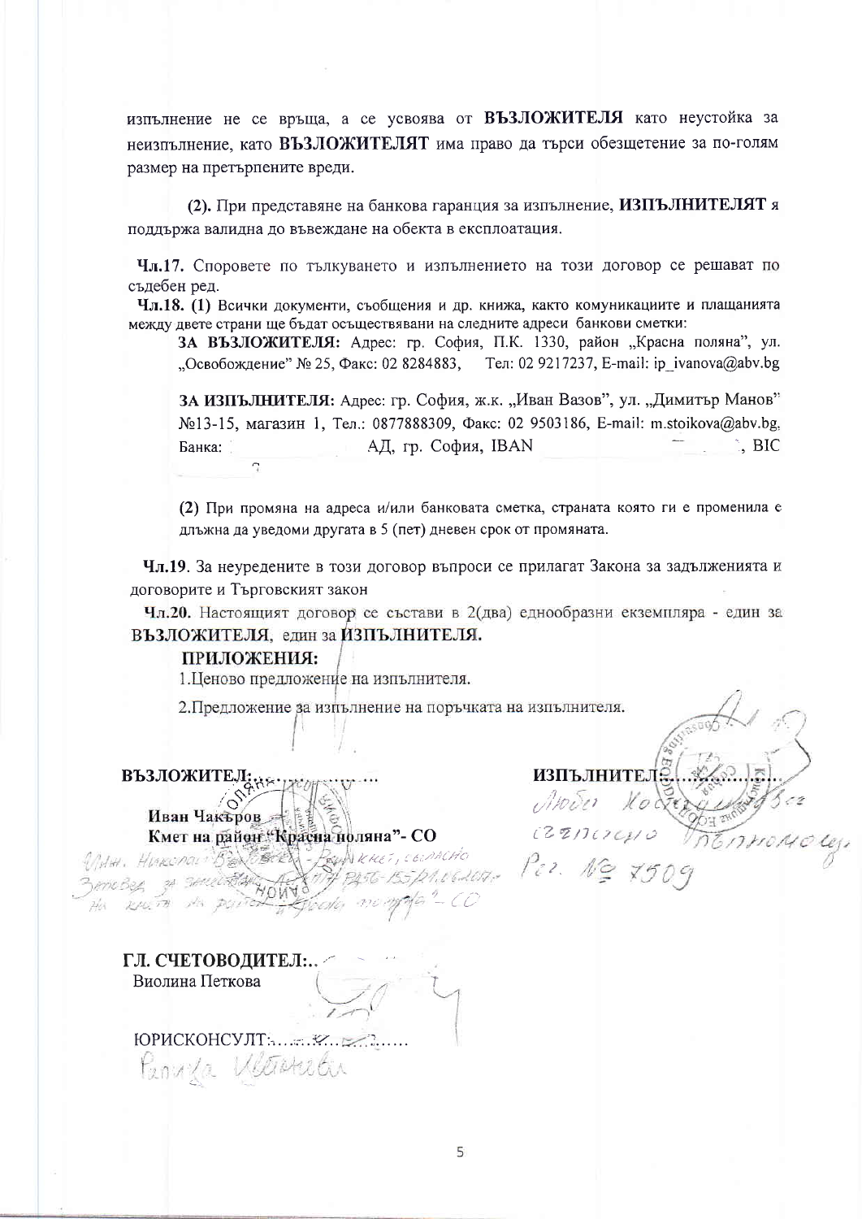изпълнение не се връща, а се усвоява от **ВЪЗЛОЖИТЕЛЯ** като неустойка за неизпълнение, като **ВЪЗЛОЖИТЕЛЯТ** има право да търси обезщетение за по-голям размер на претърпените вреди.

**(2).** При представяне на банкова гаранция за изпълнение, **ИЗПЪЛНИТЕЛЯТ** я поддържа валидна до въвеждане на обекта в експлоатация.

**Чл.17.** Споровете по тълкуването и изпълнението на този договор се решават по съдебен ред.

**Чл.18. (1)** Всички документи, съобщения и др. книжа, както комуникациите и плащанията между двете страни ще бъдат осъществявани на следните адреси банкови сметки:

**ЗА ВЪЗЛОЖИТЕЛЯ:** Адрес: гр. София, П.К. 1330, район „Красна поляна", ул. „Освобождение" № 25, Факс: 02 8284883, Тел: 02 9217237, E-mail: ip_ivanova@abv.bg

**ЗА ИЗПЪЛНИТЕЛЯ:** Адрес: гр. София, ж.к. „Иван Вазов", ул. „Димитър Манов" №13-15, магазин 1, Тел.: 0877888309, Факс: 02 9503186, E-mail: m.stoikova@abv.bg, Банка: АД, гр. София, IBAN , BIC

**(2)** При промяна на адреса и/или банковата сметка, страната която ги е променила е длъжна да уведоми другата в 5 (пет) дневен срок от промяната.

**Чл.19**. За неуредените в този договор въпроси се прилагат Закона за задълженията и договорите и Търговският закон

**Чл.20.** Настоящият договор се състави в 2(два) еднообразни екземпляра - един за **ВЪЗЛОЖИТЕЛЯ**, един за **ИЗПЪЛНИТЕЛЯ.**

**ПРИЛОЖЕНИЯ:**

1.Ценово предложение на изпълнителя.

2.Предложение за изпълнение на поръчката на изпълнителя.

**ВЪЗЛОЖИТЕЛ:**.....................

**Иван Чакъров**
**Кмет на район "Красна поляна"- СО**

**ИЗПЪЛНИТЕЛ:**...................

**ГЛ. СЧЕТОВОДИТЕЛ:**..
Виолина Петкова

ЮРИСКОНСУЛТ:..................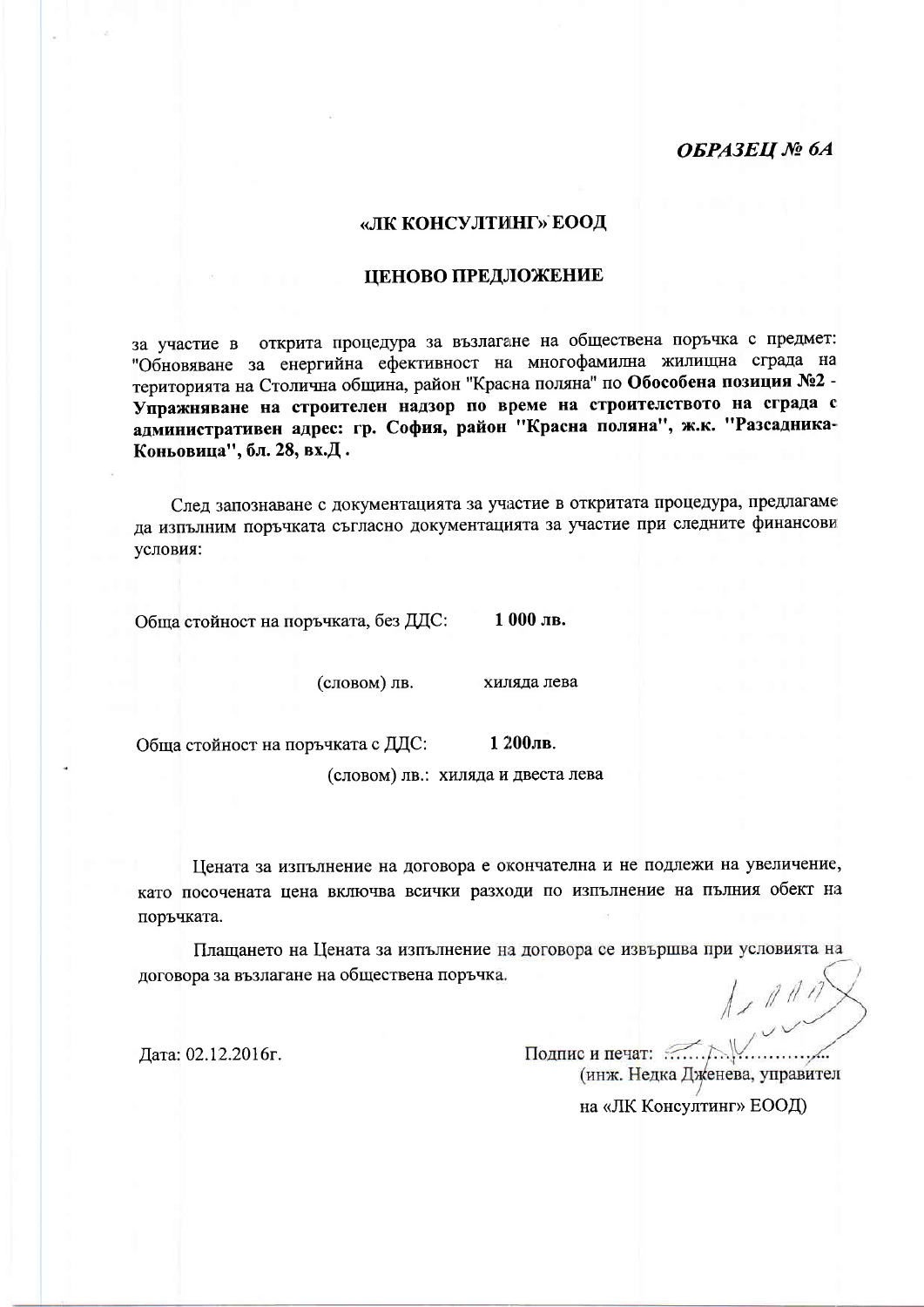*ОБРАЗЕЦ № 6А*

**«ЛК КОНСУЛТИНГ» ЕООД**

**ЦЕНОВО ПРЕДЛОЖЕНИЕ**

за участие в открита процедура за възлагане на обществена поръчка с предмет: "Обновяване за енергийна ефективност на многофамилна жилищна сграда на територията на Столична община, район "Красна поляна" по **Обособена позиция №2 - Упражняване на строителен надзор по време на строителството на сграда с административен адрес: гр. София, район "Красна поляна", ж.к. "Разсадника-Коньовица", бл. 28, вх.Д .**

След запознаване с документацията за участие в откритата процедура, предлагаме да изпълним поръчката съгласно документацията за участие при следните финансови условия:

Обща стойност на поръчката, без ДДС: **1 000 лв.**

(словом) лв. хиляда лева

Обща стойност на поръчката с ДДС: **1 200лв.**

(словом) лв.: хиляда и двеста лева

Цената за изпълнение на договора е окончателна и не подлежи на увеличение, като посочената цена включва всички разходи по изпълнение на пълния обект на поръчката.

Плащането на Цената за изпълнение на договора се извършва при условията на договора за възлагане на обществена поръчка.

Дата: 02.12.2016г.

Подпис и печат: ..............................

(инж. Недка Дженева, управител на «ЛК Консултинг» ЕООД)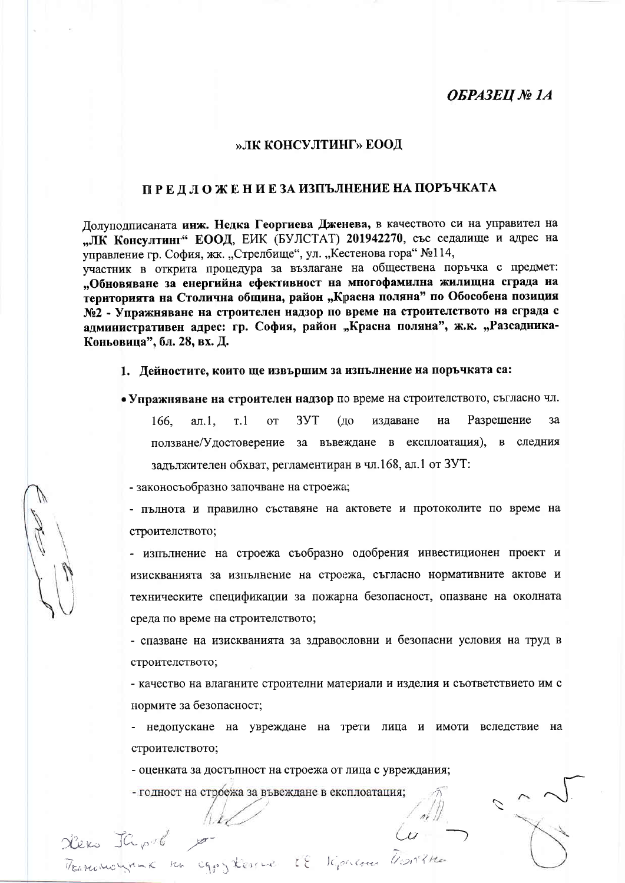*ОБРАЗЕЦ № 1А*

## »ЛК КОНСУЛТИНГ» ЕООД

## П Р Е Д Л О Ж Е Н И Е ЗА ИЗПЪЛНЕНИЕ НА ПОРЪЧКАТА

Долуподписаната **инж. Недка Георгиева Дженева,** в качеството си на управител на **„ЛК Консултинг“ ЕООД**, ЕИК (БУЛСТАТ) **201942270**, със седалище и адрес на управление гр. София, жк. „Стрелбище“, ул. „Кестенова гора“ №114,
участник в открита процедура за възлагане на обществена поръчка с предмет: **„Обновяване за енергийна ефективност на многофамилна жилищна сграда на територията на Столична община, район „Красна поляна” по Обособена позиция №2 - Упражняване на строителен надзор по време на строителството на сграда с административен адрес: гр. София, район „Красна поляна”, ж.к. „Разсадника-Коньовица”, бл. 28, вх. Д.**

1. **Дейностите, които ще извършим за изпълнение на поръчката са:**

- **Упражняване на строителен надзор** по време на строителството, съгласно чл. 166, ал.1, т.1 от ЗУТ (до издаване на Разрешение за ползване/Удостоверение за въвеждане в експлоатация), в следния задължителен обхват, регламентиран в чл.168, ал.1 от ЗУТ:

- законосъобразно започване на строежа;
- пълнота и правилно съставяне на актовете и протоколите по време на строителството;
- изпълнение на строежа съобразно одобрения инвестиционен проект и изискванията за изпълнение на строежа, съгласно нормативните актове и техническите спецификации за пожарна безопасност, опазване на околната среда по време на строителството;
- спазване на изискванията за здравословни и безопасни условия на труд в строителството;
- качество на влаганите строителни материали и изделия и съответствието им с нормите за безопасност;
- недопускане на увреждане на трети лица и имоти вследствие на строителството;
- оценката за достъпност на строежа от лица с увреждания;
- годност на строежа за въвеждане в експлоатация;

Жеко Табаков
Пълномощник на сдружение СЕ Красна Поляна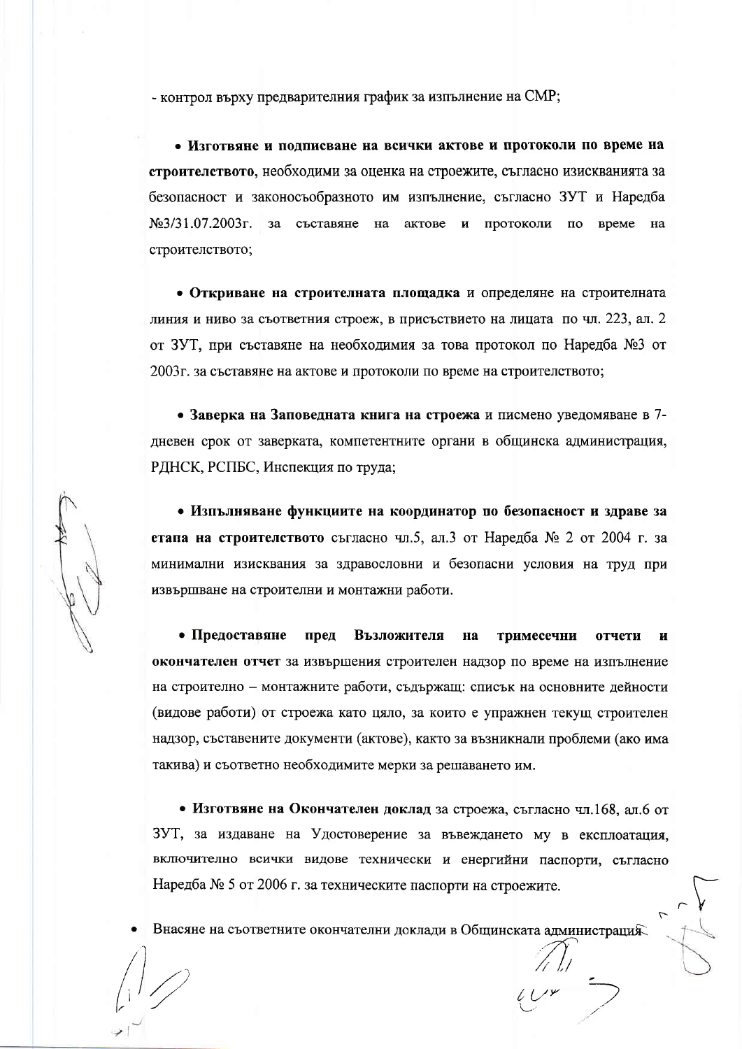- контрол върху предварителния график за изпълнение на СМР;

- **Изготвяне и подписване на всички актове и протоколи по време на строителството**, необходими за оценка на строежите, съгласно изискванията за безопасност и законосъобразното им изпълнение, съгласно ЗУТ и Наредба №3/31.07.2003г. за съставяне на актове и протоколи по време на строителството;

- **Откриване на строителната площадка** и определяне на строителната линия и ниво за съответния строеж, в присъствието на лицата по чл. 223, ал. 2 от ЗУТ, при съставяне на необходимия за това протокол по Наредба №3 от 2003г. за съставяне на актове и протоколи по време на строителството;

- **Заверка на Заповедната книга на строежа** и писмено уведомяване в 7-дневен срок от заверката, компетентните органи в общинска администрация, РДНСК, РСПБС, Инспекция по труда;

- **Изпълняване функциите на координатор по безопасност и здраве за етапа на строителството** съгласно чл.5, ал.3 от Наредба № 2 от 2004 г. за минимални изисквания за здравословни и безопасни условия на труд при извършване на строителни и монтажни работи.

- **Предоставяне пред Възложителя на тримесечни отчети и окончателен отчет** за извършения строителен надзор по време на изпълнение на строително – монтажните работи, съдържащ: списък на основните дейности (видове работи) от строежа като цяло, за които е упражнен текущ строителен надзор, съставените документи (актове), както за възникнали проблеми (ако има такива) и съответно необходимите мерки за решаването им.

- **Изготвяне на Окончателен доклад** за строежа, съгласно чл.168, ал.6 от ЗУТ, за издаване на Удостоверение за въвеждането му в експлоатация, включително всички видове технически и енергийни паспорти, съгласно Наредба № 5 от 2006 г. за техническите паспорти на строежите.

- Внасяне на съответните окончателни доклади в Общинската администрация.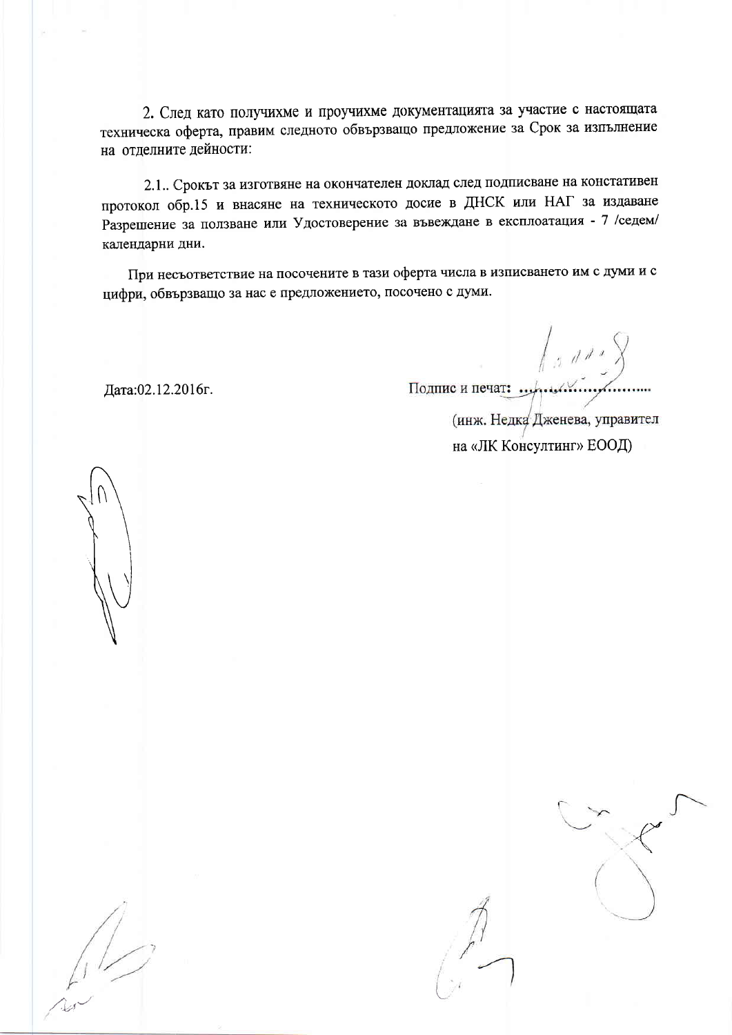2. След като получихме и проучихме документацията за участие с настоящата техническа оферта, правим следното обвързващо предложение за Срок за изпълнение на отделните дейности:

2.1.. Срокът за изготвяне на окончателен доклад след подписване на констативен протокол обр.15 и внасяне на техническото досие в ДНСК или НАГ за издаване Разрешение за ползване или Удостоверение за въвеждане в експлоатация - 7 /седем/ календарни дни.

При несъответствие на посочените в тази оферта числа в изписването им с думи и с цифри, обвързващо за нас е предложението, посочено с думи.

Дата:02.12.2016г.

Подпис и печат: ..............................

(инж. Недка Дженева, управител на «ЛК Консултинг» ЕООД)